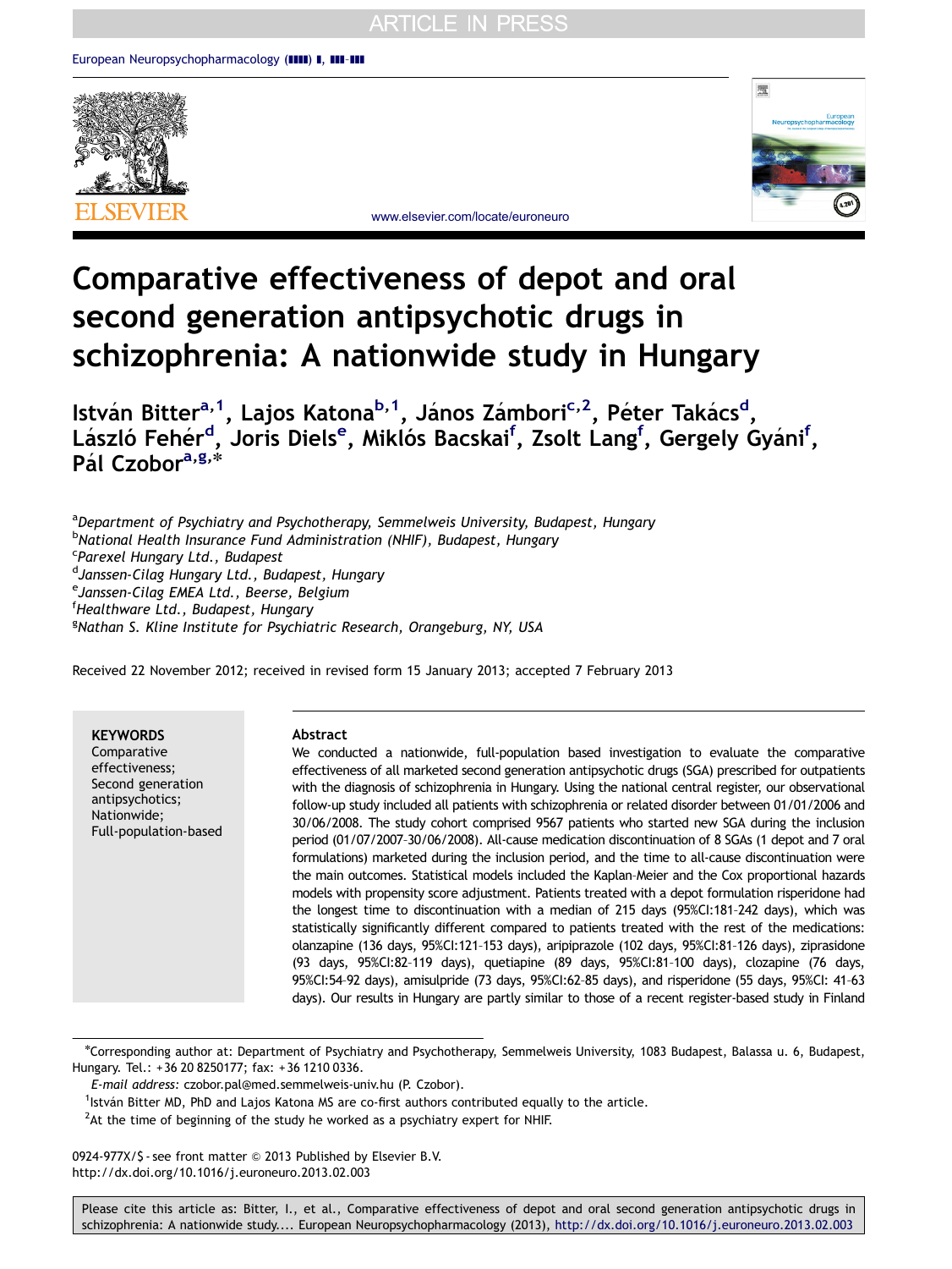# Comparative effectiveness of depot and oral second generation antipsychotic drugs in schizophrenia: A nationwide study in Hungary

István Bitter[a,1], Lajos Katona[b,1], János Zámbori[c,2], Péter Takács[d], László Fehér[d], Joris Diels[e], Miklós Bacskai[f], Zsolt Lang[f], Gergely Gyáni[f], Pál Czobor[a,g,*]

[a]Department of Psychiatry and Psychotherapy, Semmelweis University, Budapest, Hungary
[b]National Health Insurance Fund Administration (NHIF), Budapest, Hungary
[c]Parexel Hungary Ltd., Budapest
[d]Janssen-Cilag Hungary Ltd., Budapest, Hungary
[e]Janssen-Cilag EMEA Ltd., Beerse, Belgium
[f]Healthware Ltd., Budapest, Hungary
[g]Nathan S. Kline Institute for Psychiatric Research, Orangeburg, NY, USA

Received 22 November 2012; received in revised form 15 January 2013; accepted 7 February 2013

**KEYWORDS**
Comparative effectiveness;
Second generation antipsychotics;
Nationwide;
Full-population-based

**Abstract**

We conducted a nationwide, full-population based investigation to evaluate the comparative effectiveness of all marketed second generation antipsychotic drugs (SGA) prescribed for outpatients with the diagnosis of schizophrenia in Hungary. Using the national central register, our observational follow-up study included all patients with schizophrenia or related disorder between 01/01/2006 and 30/06/2008. The study cohort comprised 9567 patients who started new SGA during the inclusion period (01/07/2007–30/06/2008). All-cause medication discontinuation of 8 SGAs (1 depot and 7 oral formulations) marketed during the inclusion period, and the time to all-cause discontinuation were the main outcomes. Statistical models included the Kaplan–Meier and the Cox proportional hazards models with propensity score adjustment. Patients treated with a depot formulation risperidone had the longest time to discontinuation with a median of 215 days (95%CI:181–242 days), which was statistically significantly different compared to patients treated with the rest of the medications: olanzapine (136 days, 95%CI:121–153 days), aripiprazole (102 days, 95%CI:81–126 days), ziprasidone (93 days, 95%CI:82–119 days), quetiapine (89 days, 95%CI:81–100 days), clozapine (76 days, 95%CI:54–92 days), amisulpride (73 days, 95%CI:62–85 days), and risperidone (55 days, 95%CI: 41–63 days). Our results in Hungary are partly similar to those of a recent register-based study in Finland

*Corresponding author at: Department of Psychiatry and Psychotherapy, Semmelweis University, 1083 Budapest, Balassa u. 6, Budapest, Hungary. Tel.: +36 20 8250177; fax: +36 1210 0336.
*E-mail address:* czobor.pal@med.semmelweis-univ.hu (P. Czobor).
[1]István Bitter MD, PhD and Lajos Katona MS are co-first authors contributed equally to the article.
[2]At the time of beginning of the study he worked as a psychiatry expert for NHIF.

0924-977X/$ - see front matter © 2013 Published by Elsevier B.V.
http://dx.doi.org/10.1016/j.euroneuro.2013.02.003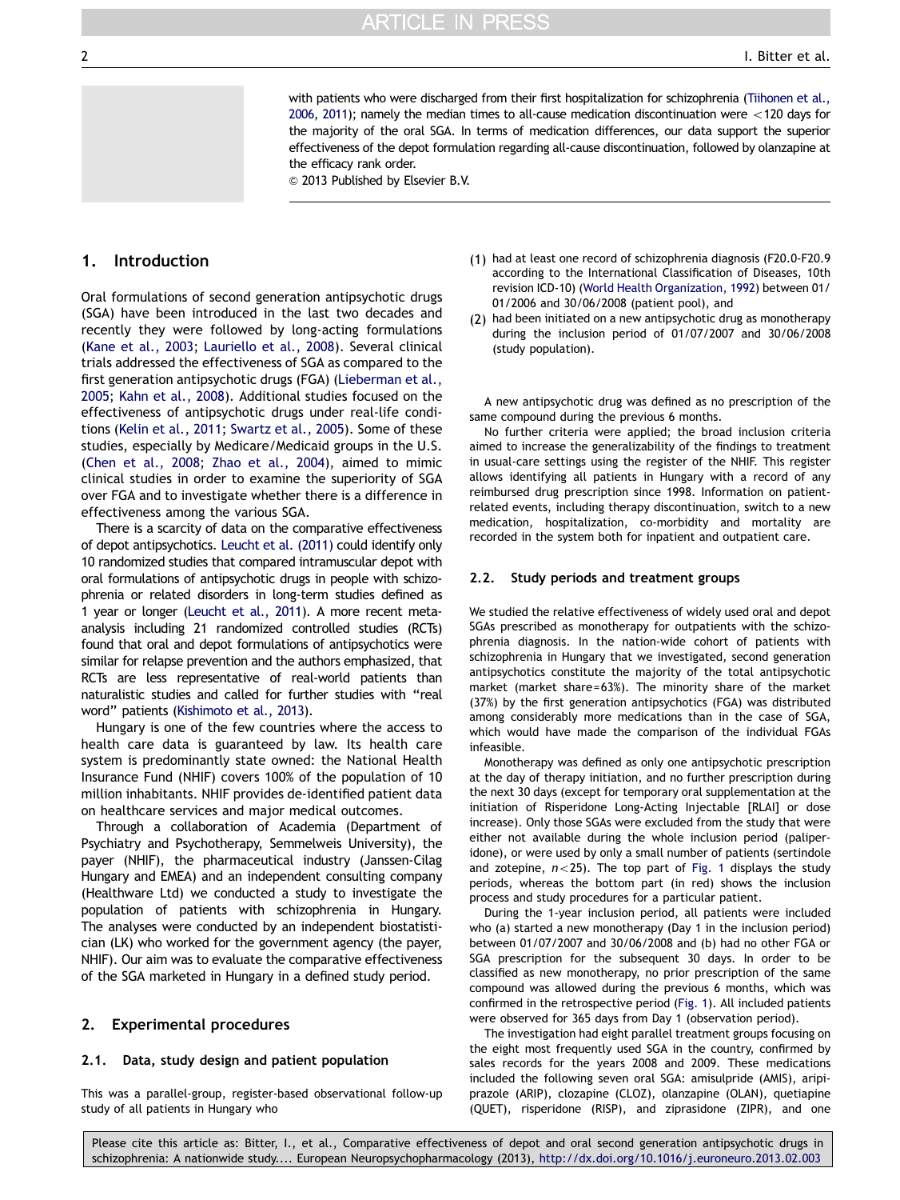with patients who were discharged from their first hospitalization for schizophrenia (Tiihonen et al., 2006, 2011); namely the median times to all-cause medication discontinuation were <120 days for the majority of the oral SGA. In terms of medication differences, our data support the superior effectiveness of the depot formulation regarding all-cause discontinuation, followed by olanzapine at the efficacy rank order.

© 2013 Published by Elsevier B.V.

## 1. Introduction

Oral formulations of second generation antipsychotic drugs (SGA) have been introduced in the last two decades and recently they were followed by long-acting formulations (Kane et al., 2003; Lauriello et al., 2008). Several clinical trials addressed the effectiveness of SGA as compared to the first generation antipsychotic drugs (FGA) (Lieberman et al., 2005; Kahn et al., 2008). Additional studies focused on the effectiveness of antipsychotic drugs under real-life conditions (Kelin et al., 2011; Swartz et al., 2005). Some of these studies, especially by Medicare/Medicaid groups in the U.S. (Chen et al., 2008; Zhao et al., 2004), aimed to mimic clinical studies in order to examine the superiority of SGA over FGA and to investigate whether there is a difference in effectiveness among the various SGA.

There is a scarcity of data on the comparative effectiveness of depot antipsychotics. Leucht et al. (2011) could identify only 10 randomized studies that compared intramuscular depot with oral formulations of antipsychotic drugs in people with schizophrenia or related disorders in long-term studies defined as 1 year or longer (Leucht et al., 2011). A more recent meta-analysis including 21 randomized controlled studies (RCTs) found that oral and depot formulations of antipsychotics were similar for relapse prevention and the authors emphasized, that RCTs are less representative of real-world patients than naturalistic studies and called for further studies with "real word" patients (Kishimoto et al., 2013).

Hungary is one of the few countries where the access to health care data is guaranteed by law. Its health care system is predominantly state owned: the National Health Insurance Fund (NHIF) covers 100% of the population of 10 million inhabitants. NHIF provides de-identified patient data on healthcare services and major medical outcomes.

Through a collaboration of Academia (Department of Psychiatry and Psychotherapy, Semmelweis University), the payer (NHIF), the pharmaceutical industry (Janssen-Cilag Hungary and EMEA) and an independent consulting company (Healthware Ltd) we conducted a study to investigate the population of patients with schizophrenia in Hungary. The analyses were conducted by an independent biostatistician (LK) who worked for the government agency (the payer, NHIF). Our aim was to evaluate the comparative effectiveness of the SGA marketed in Hungary in a defined study period.

## 2. Experimental procedures

### 2.1. Data, study design and patient population

This was a parallel-group, register-based observational follow-up study of all patients in Hungary who

(1) had at least one record of schizophrenia diagnosis (F20.0-F20.9 according to the International Classification of Diseases, 10th revision ICD-10) (World Health Organization, 1992) between 01/01/2006 and 30/06/2008 (patient pool), and
(2) had been initiated on a new antipsychotic drug as monotherapy during the inclusion period of 01/07/2007 and 30/06/2008 (study population).

A new antipsychotic drug was defined as no prescription of the same compound during the previous 6 months.

No further criteria were applied; the broad inclusion criteria aimed to increase the generalizability of the findings to treatment in usual-care settings using the register of the NHIF. This register allows identifying all patients in Hungary with a record of any reimbursed drug prescription since 1998. Information on patient-related events, including therapy discontinuation, switch to a new medication, hospitalization, co-morbidity and mortality are recorded in the system both for inpatient and outpatient care.

### 2.2. Study periods and treatment groups

We studied the relative effectiveness of widely used oral and depot SGAs prescribed as monotherapy for outpatients with the schizophrenia diagnosis. In the nation-wide cohort of patients with schizophrenia in Hungary that we investigated, second generation antipsychotics constitute the majority of the total antipsychotic market (market share=63%). The minority share of the market (37%) by the first generation antipsychotics (FGA) was distributed among considerably more medications than in the case of SGA, which would have made the comparison of the individual FGAs infeasible.

Monotherapy was defined as only one antipsychotic prescription at the day of therapy initiation, and no further prescription during the next 30 days (except for temporary oral supplementation at the initiation of Risperidone Long-Acting Injectable [RLAI] or dose increase). Only those SGAs were excluded from the study that were either not available during the whole inclusion period (paliperidone), or were used by only a small number of patients (sertindole and zotepine, $n<25$). The top part of Fig. 1 displays the study periods, whereas the bottom part (in red) shows the inclusion process and study procedures for a particular patient.

During the 1-year inclusion period, all patients were included who (a) started a new monotherapy (Day 1 in the inclusion period) between 01/07/2007 and 30/06/2008 and (b) had no other FGA or SGA prescription for the subsequent 30 days. In order to be classified as new monotherapy, no prior prescription of the same compound was allowed during the previous 6 months, which was confirmed in the retrospective period (Fig. 1). All included patients were observed for 365 days from Day 1 (observation period).

The investigation had eight parallel treatment groups focusing on the eight most frequently used SGA in the country, confirmed by sales records for the years 2008 and 2009. These medications included the following seven oral SGA: amisulpride (AMIS), aripiprazole (ARIP), clozapine (CLOZ), olanzapine (OLAN), quetiapine (QUET), risperidone (RISP), and ziprasidone (ZIPR), and one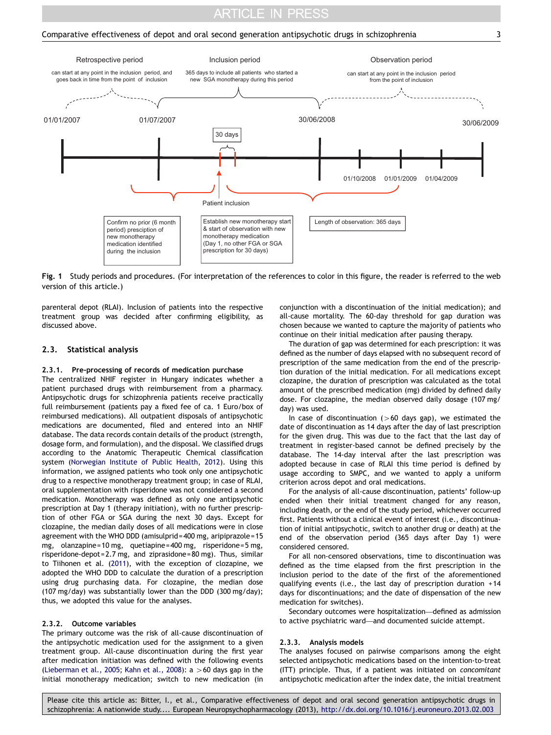Retrospective period

can start at any point in the inclusion period, and goes back in time from the point of inclusion

Inclusion period

365 days to include all patients who started a new SGA monotherapy during this period

Observation period

can start at any point in the inclusion period from the point of inclusion

01/01/2007 01/07/2007 30/06/2008 30/06/2009

30 days

01/10/2008 01/01/2009 01/04/2009

Patient inclusion

Confirm no prior (6 month period) presciption of new monotherapy medication identified during the inclusion

Establish new monotherapy start & start of observation with new monotherapy medication (Day 1, no other FGA or SGA prescription for 30 days)

Length of observation: 365 days

**Fig. 1** Study periods and procedures. (For interpretation of the references to color in this figure, the reader is referred to the web version of this article.)

parenteral depot (RLAI). Inclusion of patients into the respective treatment group was decided after confirming eligibility, as discussed above.

## 2.3. Statistical analysis

### 2.3.1. Pre-processing of records of medication purchase

The centralized NHIF register in Hungary indicates whether a patient purchased drugs with reimbursement from a pharmacy. Antipsychotic drugs for schizophrenia patients receive practically full reimbursement (patients pay a fixed fee of ca. 1 Euro/box of reimbursed medications). All outpatient disposals of antipsychotic medications are documented, filed and entered into an NHIF database. The data records contain details of the product (strength, dosage form, and formulation), and the disposal. We classified drugs according to the Anatomic Therapeutic Chemical classification system (Norwegian Institute of Public Health, 2012). Using this information, we assigned patients who took only one antipsychotic drug to a respective monotherapy treatment group; in case of RLAI, oral supplementation with risperidone was not considered a second medication. Monotherapy was defined as only one antipsychotic prescription at Day 1 (therapy initiation), with no further prescription of other FGA or SGA during the next 30 days. Except for clozapine, the median daily doses of all medications were in close agreement with the WHO DDD (amisulprid = 400 mg, aripiprazole = 15 mg, olanzapine = 10 mg, quetiapine = 400 mg, risperidone = 5 mg, risperidone-depot = 2.7 mg, and ziprasidone = 80 mg). Thus, similar to Tiihonen et al. (2011), with the exception of clozapine, we adopted the WHO DDD to calculate the duration of a prescription using drug purchasing data. For clozapine, the median dose (107 mg/day) was substantially lower than the DDD (300 mg/day); thus, we adopted this value for the analyses.

### 2.3.2. Outcome variables

The primary outcome was the risk of all-cause discontinuation of the antipsychotic medication used for the assignment to a given treatment group. All-cause discontinuation during the first year after medication initiation was defined with the following events (Lieberman et al., 2005; Kahn et al., 2008): a >60 days gap in the initial monotherapy medication; switch to new medication (in conjunction with a discontinuation of the initial medication); and all-cause mortality. The 60-day threshold for gap duration was chosen because we wanted to capture the majority of patients who continue on their initial medication after pausing therapy.

The duration of gap was determined for each prescription: it was defined as the number of days elapsed with no subsequent record of prescription of the same medication from the end of the prescription duration of the initial medication. For all medications except clozapine, the duration of prescription was calculated as the total amount of the prescribed medication (mg) divided by defined daily dose. For clozapine, the median observed daily dosage (107 mg/day) was used.

In case of discontinuation (>60 days gap), we estimated the date of discontinuation as 14 days after the day of last prescription for the given drug. This was due to the fact that the last day of treatment in register-based cannot be defined precisely by the database. The 14-day interval after the last prescription was adopted because in case of RLAI this time period is defined by usage according to SMPC, and we wanted to apply a uniform criterion across depot and oral medications.

For the analysis of all-cause discontinuation, patients' follow-up ended when their initial treatment changed for any reason, including death, or the end of the study period, whichever occurred first. Patients without a clinical event of interest (i.e., discontinuation of initial antipsychotic, switch to another drug or death) at the end of the observation period (365 days after Day 1) were considered censored.

For all non-censored observations, time to discontinuation was defined as the time elapsed from the first prescription in the inclusion period to the date of the first of the aforementioned qualifying events (i.e., the last day of prescription duration +14 days for discontinuations; and the date of dispensation of the new medication for switches).

Secondary outcomes were hospitalization—defined as admission to active psychiatric ward—and documented suicide attempt.

### 2.3.3. Analysis models

The analyses focused on pairwise comparisons among the eight selected antipsychotic medications based on the intention-to-treat (ITT) principle. Thus, if a patient was initiated on *concomitant* antipsychotic medication after the index date, the initial treatment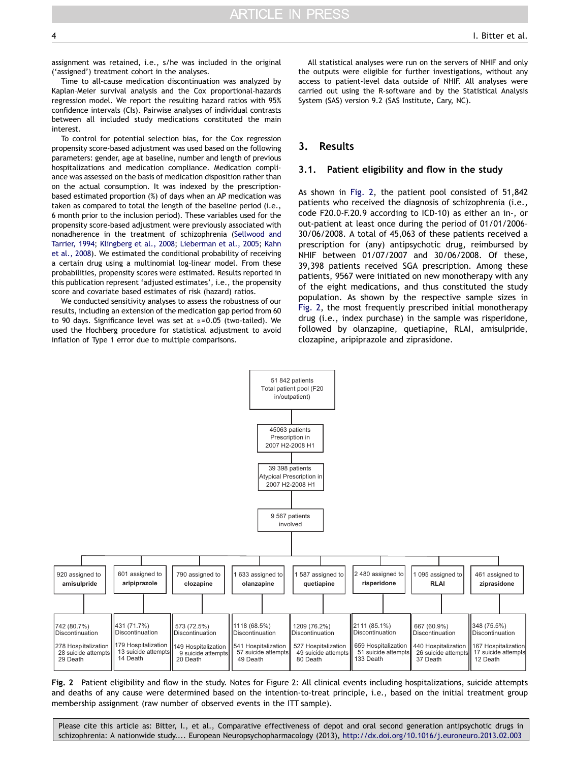assignment was retained, i.e., s/he was included in the original ('assigned') treatment cohort in the analyses.

Time to all-cause medication discontinuation was analyzed by Kaplan–Meier survival analysis and the Cox proportional-hazards regression model. We report the resulting hazard ratios with 95% confidence intervals (CIs). Pairwise analyses of individual contrasts between all included study medications constituted the main interest.

To control for potential selection bias, for the Cox regression propensity score-based adjustment was used based on the following parameters: gender, age at baseline, number and length of previous hospitalizations and medication compliance. Medication compliance was assessed on the basis of medication disposition rather than on the actual consumption. It was indexed by the prescription-based estimated proportion (%) of days when an AP medication was taken as compared to total the length of the baseline period (i.e., 6 month prior to the inclusion period). These variables used for the propensity score-based adjustment were previously associated with nonadherence in the treatment of schizophrenia (Sellwood and Tarrier, 1994; Klingberg et al., 2008; Lieberman et al., 2005; Kahn et al., 2008). We estimated the conditional probability of receiving a certain drug using a multinomial log-linear model. From these probabilities, propensity scores were estimated. Results reported in this publication represent 'adjusted estimates', i.e., the propensity score and covariate based estimates of risk (hazard) ratios.

We conducted sensitivity analyses to assess the robustness of our results, including an extension of the medication gap period from 60 to 90 days. Significance level was set at $\alpha$=0.05 (two-tailed). We used the Hochberg procedure for statistical adjustment to avoid inflation of Type 1 error due to multiple comparisons.

All statistical analyses were run on the servers of NHIF and only the outputs were eligible for further investigations, without any access to patient-level data outside of NHIF. All analyses were carried out using the R-software and by the Statistical Analysis System (SAS) version 9.2 (SAS Institute, Cary, NC).

## 3. Results

### 3.1. Patient eligibility and flow in the study

As shown in Fig. 2, the patient pool consisted of 51,842 patients who received the diagnosis of schizophrenia (i.e., code F20.0-F.20.9 according to ICD-10) as either an in-, or out-patient at least once during the period of 01/01/2006–30/06/2008. A total of 45,063 of these patients received a prescription for (any) antipsychotic drug, reimbursed by NHIF between 01/07/2007 and 30/06/2008. Of these, 39,398 patients received SGA prescription. Among these patients, 9567 were initiated on new monotherapy with any of the eight medications, and thus constituted the study population. As shown by the respective sample sizes in Fig. 2, the most frequently prescribed initial monotherapy drug (i.e., index purchase) in the sample was risperidone, followed by olanzapine, quetiapine, RLAI, amisulpride, clozapine, aripiprazole and ziprasidone.

51 842 patients
Total patient pool (F20 in/outpatient)

↓

45063 patients
Prescription in 2007 H2-2008 H1

↓

39 398 patients
Atypical Prescription in 2007 H2-2008 H1

↓

9 567 patients
involved

| 920 assigned to **amisulpride** | 601 assigned to **aripiprazole** | 790 assigned to **clozapine** | 1 633 assigned to **olanzapine** | 1 587 assigned to **quetiapine** | 2 480 assigned to **risperidone** | 1 095 assigned to **RLAI** | 461 assigned to **ziprasidone** |
|---|---|---|---|---|---|---|---|
| 742 (80.7%) Discontinuation | 431 (71.7%) Discontinuation | 573 (72.5%) Discontinuation | 1118 (68.5%) Discontinuation | 1209 (76.2%) Discontinuation | 2111 (85.1%) Discontinuation | 667 (60.9%) Discontinuation | 348 (75.5%) Discontinuation |
| 278 Hospitalization, 28 suicide attempts, 29 Death | 179 Hospitalization, 13 suicide attempts, 14 Death | 149 Hospitalization, 9 suicide attempts, 20 Death | 541 Hospitalization, 57 suicide attempts, 49 Death | 527 Hospitalization, 49 suicide attempts, 80 Death | 659 Hospitalization, 51 suicide attempts, 133 Death | 440 Hospitalization, 26 suicide attempts, 37 Death | 167 Hospitalization, 17 suicide attempts, 12 Death |

**Fig. 2** Patient eligibility and flow in the study. Notes for Figure 2: All clinical events including hospitalizations, suicide attempts and deaths of any cause were determined based on the intention-to-treat principle, i.e., based on the initial treatment group membership assignment (raw number of observed events in the ITT sample).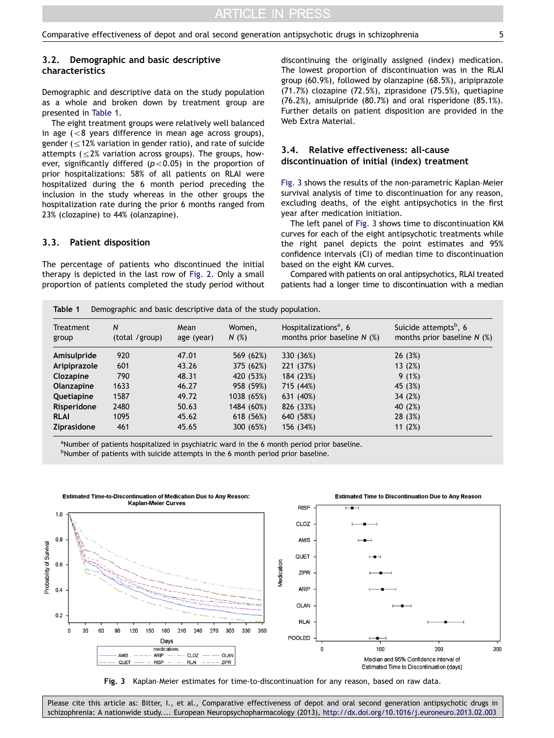### 3.2. Demographic and basic descriptive characteristics

Demographic and descriptive data on the study population as a whole and broken down by treatment group are presented in Table 1.

The eight treatment groups were relatively well balanced in age (<8 years difference in mean age across groups), gender (≤12% variation in gender ratio), and rate of suicide attempts (≤2% variation across groups). The groups, however, significantly differed ($p<0.05$) in the proportion of prior hospitalizations: 58% of all patients on RLAI were hospitalized during the 6 month period preceding the inclusion in the study whereas in the other groups the hospitalization rate during the prior 6 months ranged from 23% (clozapine) to 44% (olanzapine).

### 3.3. Patient disposition

The percentage of patients who discontinued the initial therapy is depicted in the last row of Fig. 2. Only a small proportion of patients completed the study period without discontinuing the originally assigned (index) medication. The lowest proportion of discontinuation was in the RLAI group (60.9%), followed by olanzapine (68.5%), aripiprazole (71.7%) clozapine (72.5%), ziprasidone (75.5%), quetiapine (76.2%), amisulpride (80.7%) and oral risperidone (85.1%). Further details on patient disposition are provided in the Web Extra Material.

### 3.4. Relative effectiveness: all-cause discontinuation of initial (index) treatment

Fig. 3 shows the results of the non-parametric Kaplan–Meier survival analysis of time to discontinuation for any reason, excluding deaths, of the eight antipsychotics in the first year after medication initiation.

The left panel of Fig. 3 shows time to discontinuation KM curves for each of the eight antipsychotic treatments while the right panel depicts the point estimates and 95% confidence intervals (CI) of median time to discontinuation based on the eight KM curves.

Compared with patients on oral antipsychotics, RLAI treated patients had a longer time to discontinuation with a median

**Table 1** Demographic and basic descriptive data of the study population.

| Treatment group | N (total /group) | Mean age (year) | Women, N (%) | Hospitalizations[a], 6 months prior baseline N (%) | Suicide attempts[b], 6 months prior baseline N (%) |
|---|---|---|---|---|---|
| **Amisulpride** | 920 | 47.01 | 569 (62%) | 330 (36%) | 26 (3%) |
| **Aripiprazole** | 601 | 43.26 | 375 (62%) | 221 (37%) | 13 (2%) |
| **Clozapine** | 790 | 48.31 | 420 (53%) | 184 (23%) | 9 (1%) |
| **Olanzapine** | 1633 | 46.27 | 958 (59%) | 715 (44%) | 45 (3%) |
| **Quetiapine** | 1587 | 49.72 | 1038 (65%) | 631 (40%) | 34 (2%) |
| **Risperidone** | 2480 | 50.63 | 1484 (60%) | 826 (33%) | 40 (2%) |
| **RLAI** | 1095 | 45.62 | 618 (56%) | 640 (58%) | 28 (3%) |
| **Ziprasidone** | 461 | 45.65 | 300 (65%) | 156 (34%) | 11 (2%) |

[a]Number of patients hospitalized in psychiatric ward in the 6 month period prior baseline.
[b]Number of patients with suicide attempts in the 6 month period prior baseline.

**Fig. 3** Kaplan-Meier estimates for time-to-discontinuation for any reason, based on raw data.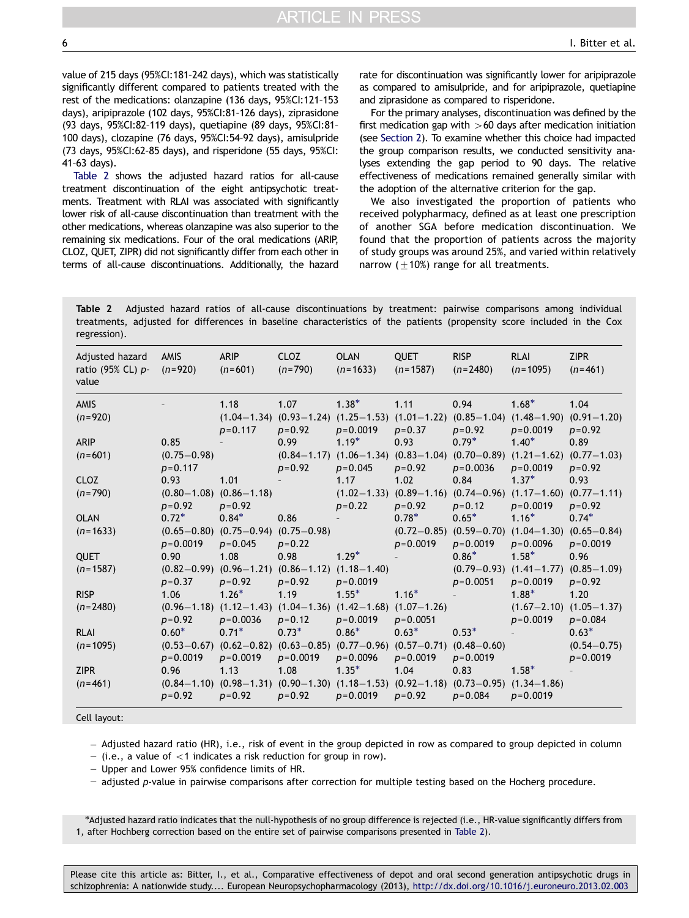value of 215 days (95%CI:181–242 days), which was statistically significantly different compared to patients treated with the rest of the medications: olanzapine (136 days, 95%CI:121–153 days), aripiprazole (102 days, 95%CI:81–126 days), ziprasidone (93 days, 95%CI:82–119 days), quetiapine (89 days, 95%CI:81–100 days), clozapine (76 days, 95%CI:54–92 days), amisulpride (73 days, 95%CI:62–85 days), and risperidone (55 days, 95%CI: 41–63 days).

Table 2 shows the adjusted hazard ratios for all-cause treatment discontinuation of the eight antipsychotic treatments. Treatment with RLAI was associated with significantly lower risk of all-cause discontinuation than treatment with the other medications, whereas olanzapine was also superior to the remaining six medications. Four of the oral medications (ARIP, CLOZ, QUET, ZIPR) did not significantly differ from each other in terms of all-cause discontinuations. Additionally, the hazard rate for discontinuation was significantly lower for aripiprazole as compared to amisulpride, and for aripiprazole, quetiapine and ziprasidone as compared to risperidone.

For the primary analyses, discontinuation was defined by the first medication gap with >60 days after medication initiation (see Section 2). To examine whether this choice had impacted the group comparison results, we conducted sensitivity analyses extending the gap period to 90 days. The relative effectiveness of medications remained generally similar with the adoption of the alternative criterion for the gap.

We also investigated the proportion of patients who received polypharmacy, defined as at least one prescription of another SGA before medication discontinuation. We found that the proportion of patients across the majority of study groups was around 25%, and varied within relatively narrow (±10%) range for all treatments.

**Table 2** Adjusted hazard ratios of all-cause discontinuations by treatment: pairwise comparisons among individual treatments, adjusted for differences in baseline characteristics of the patients (propensity score included in the Cox regression).

| Adjusted hazard ratio (95% CL) p-value | AMIS (n=920) | ARIP (n=601) | CLOZ (n=790) | OLAN (n=1633) | QUET (n=1587) | RISP (n=2480) | RLAI (n=1095) | ZIPR (n=461) |
|---|---|---|---|---|---|---|---|---|
| AMIS (n=920) | - | 1.18 (1.04–1.34) p=0.117 | 1.07 (0.93–1.24) p=0.92 | 1.38* (1.25–1.53) p=0.0019 | 1.11 (1.01–1.22) p=0.37 | 0.94 (0.85–1.04) p=0.92 | 1.68* (1.48–1.90) p=0.0019 | 1.04 (0.91–1.20) p=0.92 |
| ARIP (n=601) | 0.85 (0.75–0.98) p=0.117 | - | 0.99 (0.84–1.17) p=0.92 | 1.19* (1.06–1.34) p=0.045 | 0.93 (0.83–1.04) p=0.92 | 0.79* (0.70–0.89) p=0.0036 | 1.40* (1.21–1.62) p=0.0019 | 0.89 (0.77–1.03) p=0.92 |
| CLOZ (n=790) | 0.93 (0.80–1.08) p=0.92 | 1.01 (0.86–1.18) p=0.92 | - | 1.17 (1.02–1.33) p=0.22 | 1.02 (0.89–1.16) p=0.92 | 0.84 (0.74–0.96) p=0.12 | 1.37* (1.17–1.60) p=0.0019 | 0.93 (0.77–1.11) p=0.92 |
| OLAN (n=1633) | 0.72* (0.65–0.80) p=0.0019 | 0.84* (0.75–0.94) p=0.045 | 0.86 (0.75–0.98) p=0.22 | - | 0.78* (0.72–0.85) p=0.0019 | 0.65* (0.59–0.70) p=0.0019 | 1.16* (1.04–1.30) p=0.0096 | 0.74* (0.65–0.84) p=0.0019 |
| QUET (n=1587) | 0.90 (0.82–0.99) p=0.37 | 1.08 (0.96–1.21) p=0.92 | 0.98 (0.86–1.12) p=0.92 | 1.29* (1.18–1.40) p=0.0019 | - | 0.86* (0.79–0.93) p=0.0051 | 1.58* (1.41–1.77) p=0.0019 | 0.96 (0.85–1.09) p=0.92 |
| RISP (n=2480) | 1.06 (0.96–1.18) p=0.92 | 1.26* (1.12–1.43) p=0.0036 | 1.19 (1.04–1.36) p=0.12 | 1.55* (1.42–1.68) p=0.0019 | 1.16* (1.07–1.26) p=0.0051 | - | 1.88* (1.67–2.10) p=0.0019 | 1.20 (1.05–1.37) p=0.084 |
| RLAI (n=1095) | 0.60* (0.53–0.67) p=0.0019 | 0.71* (0.62–0.82) p=0.0019 | 0.73* (0.63–0.85) p=0.0019 | 0.86* (0.77–0.96) p=0.0096 | 0.63* (0.57–0.71) p=0.0019 | 0.53* (0.48–0.60) p=0.0019 | - | 0.63* (0.54–0.75) p=0.0019 |
| ZIPR (n=461) | 0.96 (0.84–1.10) p=0.92 | 1.13 (0.98–1.31) p=0.92 | 1.08 (0.90–1.30) p=0.92 | 1.35* (1.18–1.53) p=0.0019 | 1.04 (0.92–1.18) p=0.92 | 0.83 (0.73–0.95) p=0.084 | 1.58* (1.34–1.86) p=0.0019 | - |

Cell layout:

- Adjusted hazard ratio (HR), i.e., risk of event in the group depicted in row as compared to group depicted in column
- (i.e., a value of <1 indicates a risk reduction for group in row).
- Upper and Lower 95% confidence limits of HR.
- adjusted p-value in pairwise comparisons after correction for multiple testing based on the Hocherg procedure.

*Adjusted hazard ratio indicates that the null-hypothesis of no group difference is rejected (i.e., HR-value significantly differs from 1, after Hochberg correction based on the entire set of pairwise comparisons presented in Table 2).

Please cite this article as: Bitter, I., et al., Comparative effectiveness of depot and oral second generation antipsychotic drugs in schizophrenia: A nationwide study.... European Neuropsychopharmacology (2013), http://dx.doi.org/10.1016/j.euroneuro.2013.02.003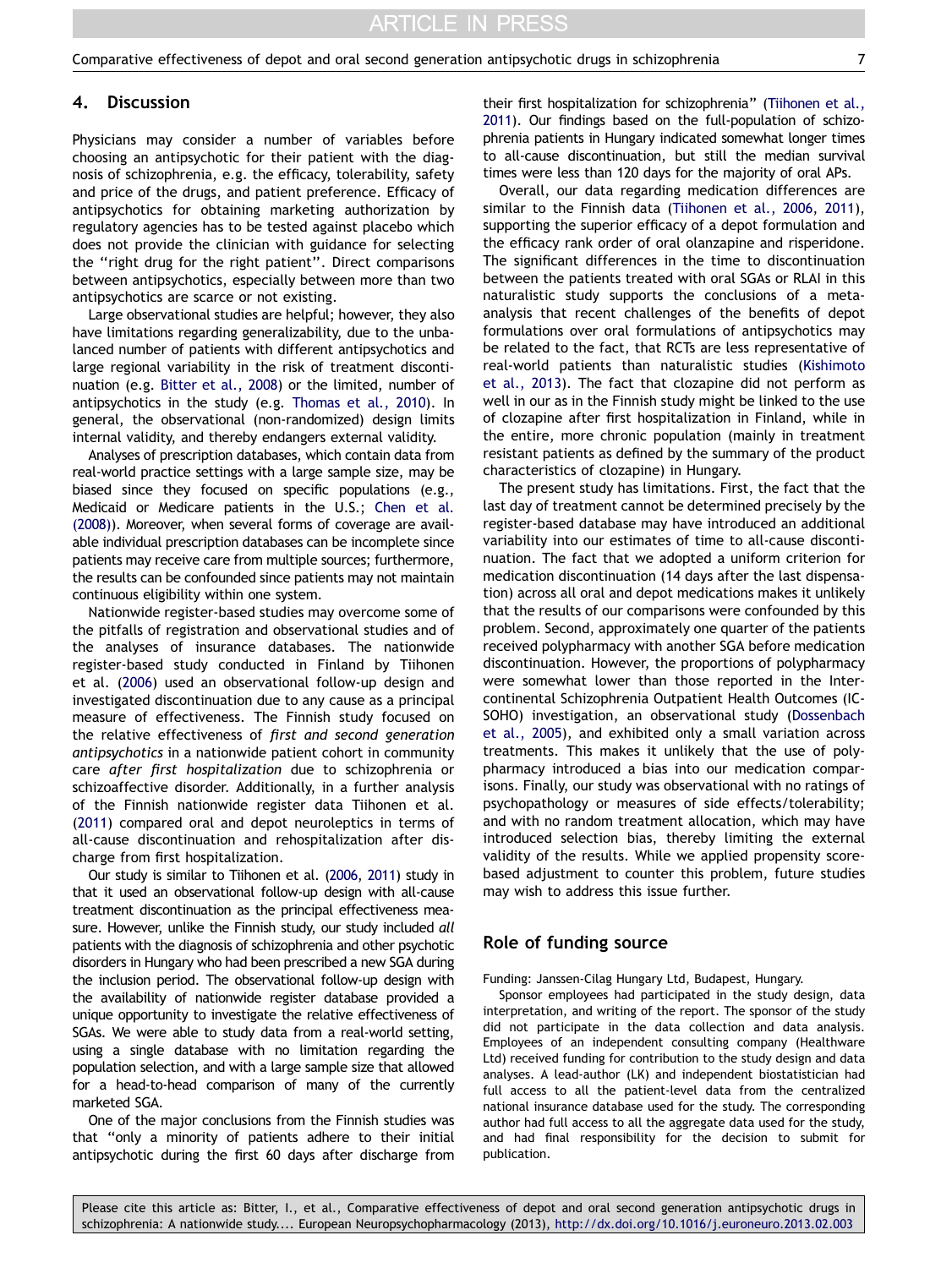## 4. Discussion

Physicians may consider a number of variables before choosing an antipsychotic for their patient with the diagnosis of schizophrenia, e.g. the efficacy, tolerability, safety and price of the drugs, and patient preference. Efficacy of antipsychotics for obtaining marketing authorization by regulatory agencies has to be tested against placebo which does not provide the clinician with guidance for selecting the "right drug for the right patient". Direct comparisons between antipsychotics, especially between more than two antipsychotics are scarce or not existing.

Large observational studies are helpful; however, they also have limitations regarding generalizability, due to the unbalanced number of patients with different antipsychotics and large regional variability in the risk of treatment discontinuation (e.g. Bitter et al., 2008) or the limited, number of antipsychotics in the study (e.g. Thomas et al., 2010). In general, the observational (non-randomized) design limits internal validity, and thereby endangers external validity.

Analyses of prescription databases, which contain data from real-world practice settings with a large sample size, may be biased since they focused on specific populations (e.g., Medicaid or Medicare patients in the U.S.; Chen et al. (2008)). Moreover, when several forms of coverage are available individual prescription databases can be incomplete since patients may receive care from multiple sources; furthermore, the results can be confounded since patients may not maintain continuous eligibility within one system.

Nationwide register-based studies may overcome some of the pitfalls of registration and observational studies and of the analyses of insurance databases. The nationwide register-based study conducted in Finland by Tiihonen et al. (2006) used an observational follow-up design and investigated discontinuation due to any cause as a principal measure of effectiveness. The Finnish study focused on the relative effectiveness of *first and second generation antipsychotics* in a nationwide patient cohort in community care *after first hospitalization* due to schizophrenia or schizoaffective disorder. Additionally, in a further analysis of the Finnish nationwide register data Tiihonen et al. (2011) compared oral and depot neuroleptics in terms of all-cause discontinuation and rehospitalization after discharge from first hospitalization.

Our study is similar to Tiihonen et al. (2006, 2011) study in that it used an observational follow-up design with all-cause treatment discontinuation as the principal effectiveness measure. However, unlike the Finnish study, our study included *all* patients with the diagnosis of schizophrenia and other psychotic disorders in Hungary who had been prescribed a new SGA during the inclusion period. The observational follow-up design with the availability of nationwide register database provided a unique opportunity to investigate the relative effectiveness of SGAs. We were able to study data from a real-world setting, using a single database with no limitation regarding the population selection, and with a large sample size that allowed for a head-to-head comparison of many of the currently marketed SGA.

One of the major conclusions from the Finnish studies was that "only a minority of patients adhere to their initial antipsychotic during the first 60 days after discharge from their first hospitalization for schizophrenia" (Tiihonen et al., 2011). Our findings based on the full-population of schizophrenia patients in Hungary indicated somewhat longer times to all-cause discontinuation, but still the median survival times were less than 120 days for the majority of oral APs.

Overall, our data regarding medication differences are similar to the Finnish data (Tiihonen et al., 2006, 2011), supporting the superior efficacy of a depot formulation and the efficacy rank order of oral olanzapine and risperidone. The significant differences in the time to discontinuation between the patients treated with oral SGAs or RLAI in this naturalistic study supports the conclusions of a meta-analysis that recent challenges of the benefits of depot formulations over oral formulations of antipsychotics may be related to the fact, that RCTs are less representative of real-world patients than naturalistic studies (Kishimoto et al., 2013). The fact that clozapine did not perform as well in our as in the Finnish study might be linked to the use of clozapine after first hospitalization in Finland, while in the entire, more chronic population (mainly in treatment resistant patients as defined by the summary of the product characteristics of clozapine) in Hungary.

The present study has limitations. First, the fact that the last day of treatment cannot be determined precisely by the register-based database may have introduced an additional variability into our estimates of time to all-cause discontinuation. The fact that we adopted a uniform criterion for medication discontinuation (14 days after the last dispensation) across all oral and depot medications makes it unlikely that the results of our comparisons were confounded by this problem. Second, approximately one quarter of the patients received polypharmacy with another SGA before medication discontinuation. However, the proportions of polypharmacy were somewhat lower than those reported in the Intercontinental Schizophrenia Outpatient Health Outcomes (IC-SOHO) investigation, an observational study (Dossenbach et al., 2005), and exhibited only a small variation across treatments. This makes it unlikely that the use of polypharmacy introduced a bias into our medication comparisons. Finally, our study was observational with no ratings of psychopathology or measures of side effects/tolerability; and with no random treatment allocation, which may have introduced selection bias, thereby limiting the external validity of the results. While we applied propensity score-based adjustment to counter this problem, future studies may wish to address this issue further.

## Role of funding source

Funding: Janssen-Cilag Hungary Ltd, Budapest, Hungary.

Sponsor employees had participated in the study design, data interpretation, and writing of the report. The sponsor of the study did not participate in the data collection and data analysis. Employees of an independent consulting company (Healthware Ltd) received funding for contribution to the study design and data analyses. A lead-author (LK) and independent biostatistician had full access to all the patient-level data from the centralized national insurance database used for the study. The corresponding author had full access to all the aggregate data used for the study, and had final responsibility for the decision to submit for publication.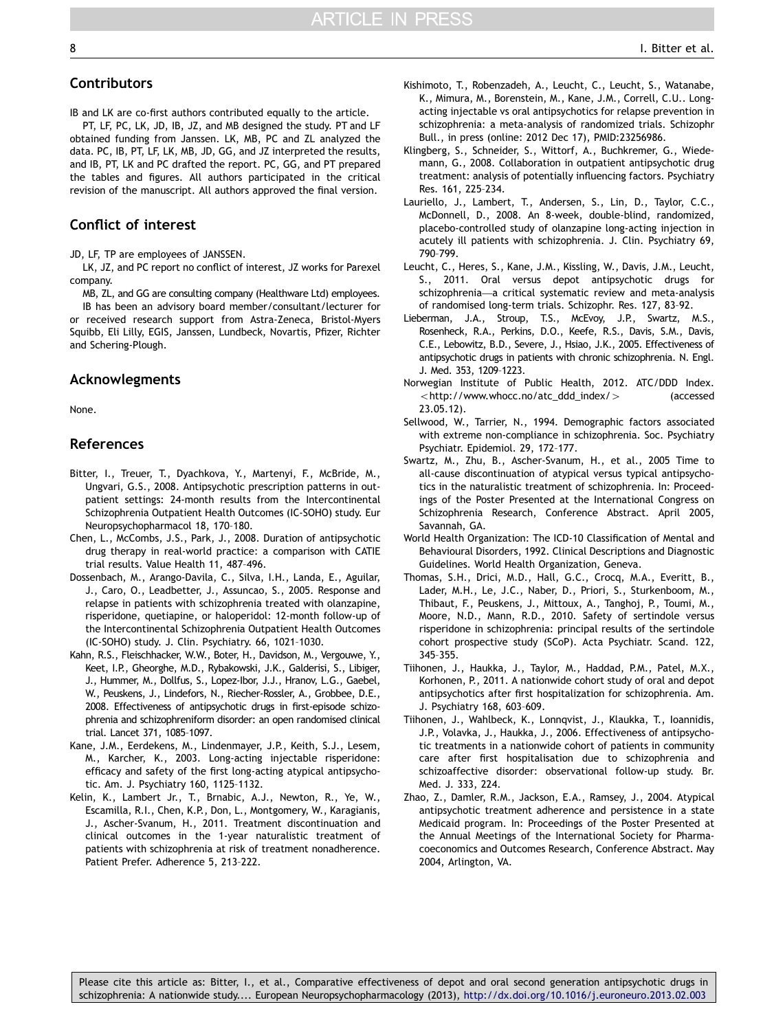## Contributors

IB and LK are co-first authors contributed equally to the article.

PT, LF, PC, LK, JD, IB, JZ, and MB designed the study. PT and LF obtained funding from Janssen. LK, MB, PC and ZL analyzed the data. PC, IB, PT, LF, LK, MB, JD, GG, and JZ interpreted the results, and IB, PT, LK and PC drafted the report. PC, GG, and PT prepared the tables and figures. All authors participated in the critical revision of the manuscript. All authors approved the final version.

## Conflict of interest

JD, LF, TP are employees of JANSSEN.

LK, JZ, and PC report no conflict of interest, JZ works for Parexel company.

MB, ZL, and GG are consulting company (Healthware Ltd) employees.

IB has been an advisory board member/consultant/lecturer for or received research support from Astra-Zeneca, Bristol-Myers Squibb, Eli Lilly, EGIS, Janssen, Lundbeck, Novartis, Pfizer, Richter and Schering-Plough.

## Acknowlegments

None.

## References

Bitter, I., Treuer, T., Dyachkova, Y., Martenyi, F., McBride, M., Ungvari, G.S., 2008. Antipsychotic prescription patterns in outpatient settings: 24-month results from the Intercontinental Schizophrenia Outpatient Health Outcomes (IC-SOHO) study. Eur Neuropsychopharmacol 18, 170–180.

Chen, L., McCombs, J.S., Park, J., 2008. Duration of antipsychotic drug therapy in real-world practice: a comparison with CATIE trial results. Value Health 11, 487–496.

Dossenbach, M., Arango-Davila, C., Silva, I.H., Landa, E., Aguilar, J., Caro, O., Leadbetter, J., Assuncao, S., 2005. Response and relapse in patients with schizophrenia treated with olanzapine, risperidone, quetiapine, or haloperidol: 12-month follow-up of the Intercontinental Schizophrenia Outpatient Health Outcomes (IC-SOHO) study. J. Clin. Psychiatry. 66, 1021–1030.

Kahn, R.S., Fleischhacker, W.W., Boter, H., Davidson, M., Vergouwe, Y., Keet, I.P., Gheorghe, M.D., Rybakowski, J.K., Galderisi, S., Libiger, J., Hummer, M., Dollfus, S., Lopez-Ibor, J.J., Hranov, L.G., Gaebel, W., Peuskens, J., Lindefors, N., Riecher-Rossler, A., Grobbee, D.E., 2008. Effectiveness of antipsychotic drugs in first-episode schizophrenia and schizophreniform disorder: an open randomised clinical trial. Lancet 371, 1085–1097.

Kane, J.M., Eerdekens, M., Lindenmayer, J.P., Keith, S.J., Lesem, M., Karcher, K., 2003. Long-acting injectable risperidone: efficacy and safety of the first long-acting atypical antipsychotic. Am. J. Psychiatry 160, 1125–1132.

Kelin, K., Lambert Jr., T., Brnabic, A.J., Newton, R., Ye, W., Escamilla, R.I., Chen, K.P., Don, L., Montgomery, W., Karagianis, J., Ascher-Svanum, H., 2011. Treatment discontinuation and clinical outcomes in the 1-year naturalistic treatment of patients with schizophrenia at risk of treatment nonadherence. Patient Prefer. Adherence 5, 213–222.

Kishimoto, T., Robenzadeh, A., Leucht, C., Leucht, S., Watanabe, K., Mimura, M., Borenstein, M., Kane, J.M., Correll, C.U.. Long-acting injectable vs oral antipsychotics for relapse prevention in schizophrenia: a meta-analysis of randomized trials. Schizophr Bull., in press (online: 2012 Dec 17), PMID:23256986.

Klingberg, S., Schneider, S., Wittorf, A., Buchkremer, G., Wiedemann, G., 2008. Collaboration in outpatient antipsychotic drug treatment: analysis of potentially influencing factors. Psychiatry Res. 161, 225–234.

Lauriello, J., Lambert, T., Andersen, S., Lin, D., Taylor, C.C., McDonnell, D., 2008. An 8-week, double-blind, randomized, placebo-controlled study of olanzapine long-acting injection in acutely ill patients with schizophrenia. J. Clin. Psychiatry 69, 790–799.

Leucht, C., Heres, S., Kane, J.M., Kissling, W., Davis, J.M., Leucht, S., 2011. Oral versus depot antipsychotic drugs for schizophrenia—a critical systematic review and meta-analysis of randomised long-term trials. Schizophr. Res. 127, 83–92.

Lieberman, J.A., Stroup, T.S., McEvoy, J.P., Swartz, M.S., Rosenheck, R.A., Perkins, D.O., Keefe, R.S., Davis, S.M., Davis, C.E., Lebowitz, B.D., Severe, J., Hsiao, J.K., 2005. Effectiveness of antipsychotic drugs in patients with chronic schizophrenia. N. Engl. J. Med. 353, 1209–1223.

Norwegian Institute of Public Health, 2012. ATC/DDD Index. <http://www.whocc.no/atc_ddd_index/> (accessed 23.05.12).

Sellwood, W., Tarrier, N., 1994. Demographic factors associated with extreme non-compliance in schizophrenia. Soc. Psychiatry Psychiatr. Epidemiol. 29, 172–177.

Swartz, M., Zhu, B., Ascher-Svanum, H., et al., 2005 Time to all-cause discontinuation of atypical versus typical antipsychotics in the naturalistic treatment of schizophrenia. In: Proceedings of the Poster Presented at the International Congress on Schizophrenia Research, Conference Abstract. April 2005, Savannah, GA.

World Health Organization: The ICD-10 Classification of Mental and Behavioural Disorders, 1992. Clinical Descriptions and Diagnostic Guidelines. World Health Organization, Geneva.

Thomas, S.H., Drici, M.D., Hall, G.C., Crocq, M.A., Everitt, B., Lader, M.H., Le, J.C., Naber, D., Priori, S., Sturkenboom, M., Thibaut, F., Peuskens, J., Mittoux, A., Tanghoj, P., Toumi, M., Moore, N.D., Mann, R.D., 2010. Safety of sertindole versus risperidone in schizophrenia: principal results of the sertindole cohort prospective study (SCoP). Acta Psychiatr. Scand. 122, 345–355.

Tiihonen, J., Haukka, J., Taylor, M., Haddad, P.M., Patel, M.X., Korhonen, P., 2011. A nationwide cohort study of oral and depot antipsychotics after first hospitalization for schizophrenia. Am. J. Psychiatry 168, 603–609.

Tiihonen, J., Wahlbeck, K., Lonnqvist, J., Klaukka, T., Ioannidis, J.P., Volavka, J., Haukka, J., 2006. Effectiveness of antipsychotic treatments in a nationwide cohort of patients in community care after first hospitalisation due to schizophrenia and schizoaffective disorder: observational follow-up study. Br. Med. J. 333, 224.

Zhao, Z., Damler, R.M., Jackson, E.A., Ramsey, J., 2004. Atypical antipsychotic treatment adherence and persistence in a state Medicaid program. In: Proceedings of the Poster Presented at the Annual Meetings of the International Society for Pharmacoeconomics and Outcomes Research, Conference Abstract. May 2004, Arlington, VA.